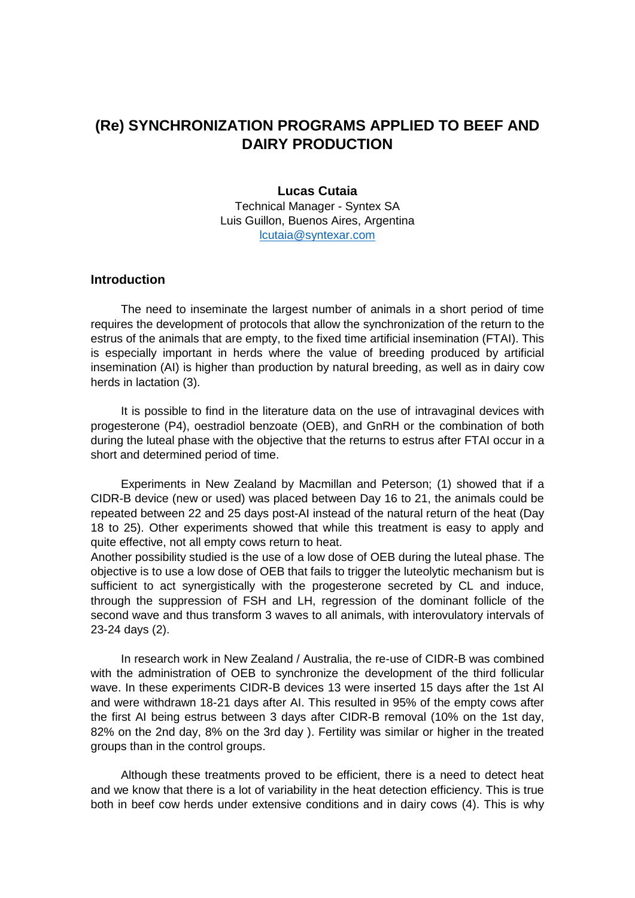# (Re) SYNCHRONIZATION PROGRAMS APPLIED TO BEEF AND DAIRY PRODUCTION

**Lucas Cutaia**

Technical Manager - Syntex SA
Luis Guillon, Buenos Aires, Argentina
lcutaia@syntexar.com

## Introduction

The need to inseminate the largest number of animals in a short period of time requires the development of protocols that allow the synchronization of the return to the estrus of the animals that are empty, to the fixed time artificial insemination (FTAI). This is especially important in herds where the value of breeding produced by artificial insemination (AI) is higher than production by natural breeding, as well as in dairy cow herds in lactation (3).

It is possible to find in the literature data on the use of intravaginal devices with progesterone (P4), oestradiol benzoate (OEB), and GnRH or the combination of both during the luteal phase with the objective that the returns to estrus after FTAI occur in a short and determined period of time.

Experiments in New Zealand by Macmillan and Peterson; (1) showed that if a CIDR-B device (new or used) was placed between Day 16 to 21, the animals could be repeated between 22 and 25 days post-AI instead of the natural return of the heat (Day 18 to 25). Other experiments showed that while this treatment is easy to apply and quite effective, not all empty cows return to heat.

Another possibility studied is the use of a low dose of OEB during the luteal phase. The objective is to use a low dose of OEB that fails to trigger the luteolytic mechanism but is sufficient to act synergistically with the progesterone secreted by CL and induce, through the suppression of FSH and LH, regression of the dominant follicle of the second wave and thus transform 3 waves to all animals, with interovulatory intervals of 23-24 days (2).

In research work in New Zealand / Australia, the re-use of CIDR-B was combined with the administration of OEB to synchronize the development of the third follicular wave. In these experiments CIDR-B devices 13 were inserted 15 days after the 1st AI and were withdrawn 18-21 days after AI. This resulted in 95% of the empty cows after the first AI being estrus between 3 days after CIDR-B removal (10% on the 1st day, 82% on the 2nd day, 8% on the 3rd day ). Fertility was similar or higher in the treated groups than in the control groups.

Although these treatments proved to be efficient, there is a need to detect heat and we know that there is a lot of variability in the heat detection efficiency. This is true both in beef cow herds under extensive conditions and in dairy cows (4). This is why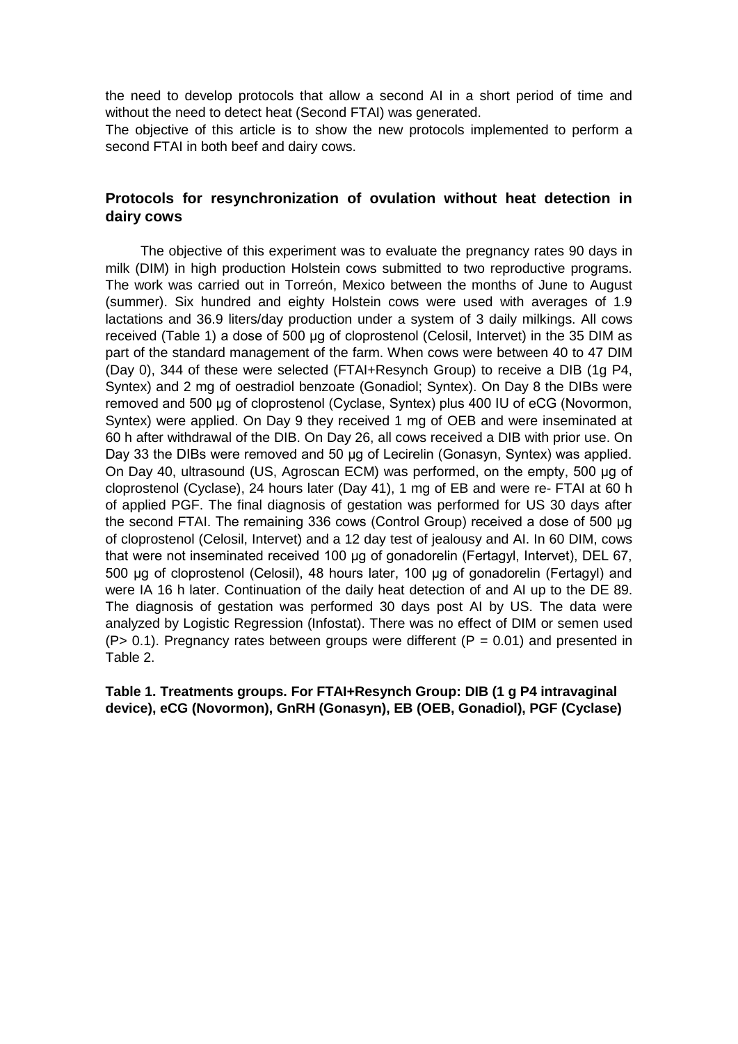the need to develop protocols that allow a second AI in a short period of time and without the need to detect heat (Second FTAI) was generated.

The objective of this article is to show the new protocols implemented to perform a second FTAI in both beef and dairy cows.

## Protocols for resynchronization of ovulation without heat detection in dairy cows

The objective of this experiment was to evaluate the pregnancy rates 90 days in milk (DIM) in high production Holstein cows submitted to two reproductive programs. The work was carried out in Torreón, Mexico between the months of June to August (summer). Six hundred and eighty Holstein cows were used with averages of 1.9 lactations and 36.9 liters/day production under a system of 3 daily milkings. All cows received (Table 1) a dose of 500 µg of cloprostenol (Celosil, Intervet) in the 35 DIM as part of the standard management of the farm. When cows were between 40 to 47 DIM (Day 0), 344 of these were selected (FTAI+Resynch Group) to receive a DIB (1g P4, Syntex) and 2 mg of oestradiol benzoate (Gonadiol; Syntex). On Day 8 the DIBs were removed and 500 µg of cloprostenol (Cyclase, Syntex) plus 400 IU of eCG (Novormon, Syntex) were applied. On Day 9 they received 1 mg of OEB and were inseminated at 60 h after withdrawal of the DIB. On Day 26, all cows received a DIB with prior use. On Day 33 the DIBs were removed and 50 µg of Lecirelin (Gonasyn, Syntex) was applied. On Day 40, ultrasound (US, Agroscan ECM) was performed, on the empty, 500 µg of cloprostenol (Cyclase), 24 hours later (Day 41), 1 mg of EB and were re- FTAI at 60 h of applied PGF. The final diagnosis of gestation was performed for US 30 days after the second FTAI. The remaining 336 cows (Control Group) received a dose of 500 µg of cloprostenol (Celosil, Intervet) and a 12 day test of jealousy and AI. In 60 DIM, cows that were not inseminated received 100 µg of gonadorelin (Fertagyl, Intervet), DEL 67, 500 µg of cloprostenol (Celosil), 48 hours later, 100 µg of gonadorelin (Fertagyl) and were IA 16 h later. Continuation of the daily heat detection of and AI up to the DE 89. The diagnosis of gestation was performed 30 days post AI by US. The data were analyzed by Logistic Regression (Infostat). There was no effect of DIM or semen used ($P > 0.1$). Pregnancy rates between groups were different ($P = 0.01$) and presented in Table 2.

**Table 1. Treatments groups. For FTAI+Resynch Group: DIB (1 g P4 intravaginal device), eCG (Novormon), GnRH (Gonasyn), EB (OEB, Gonadiol), PGF (Cyclase)**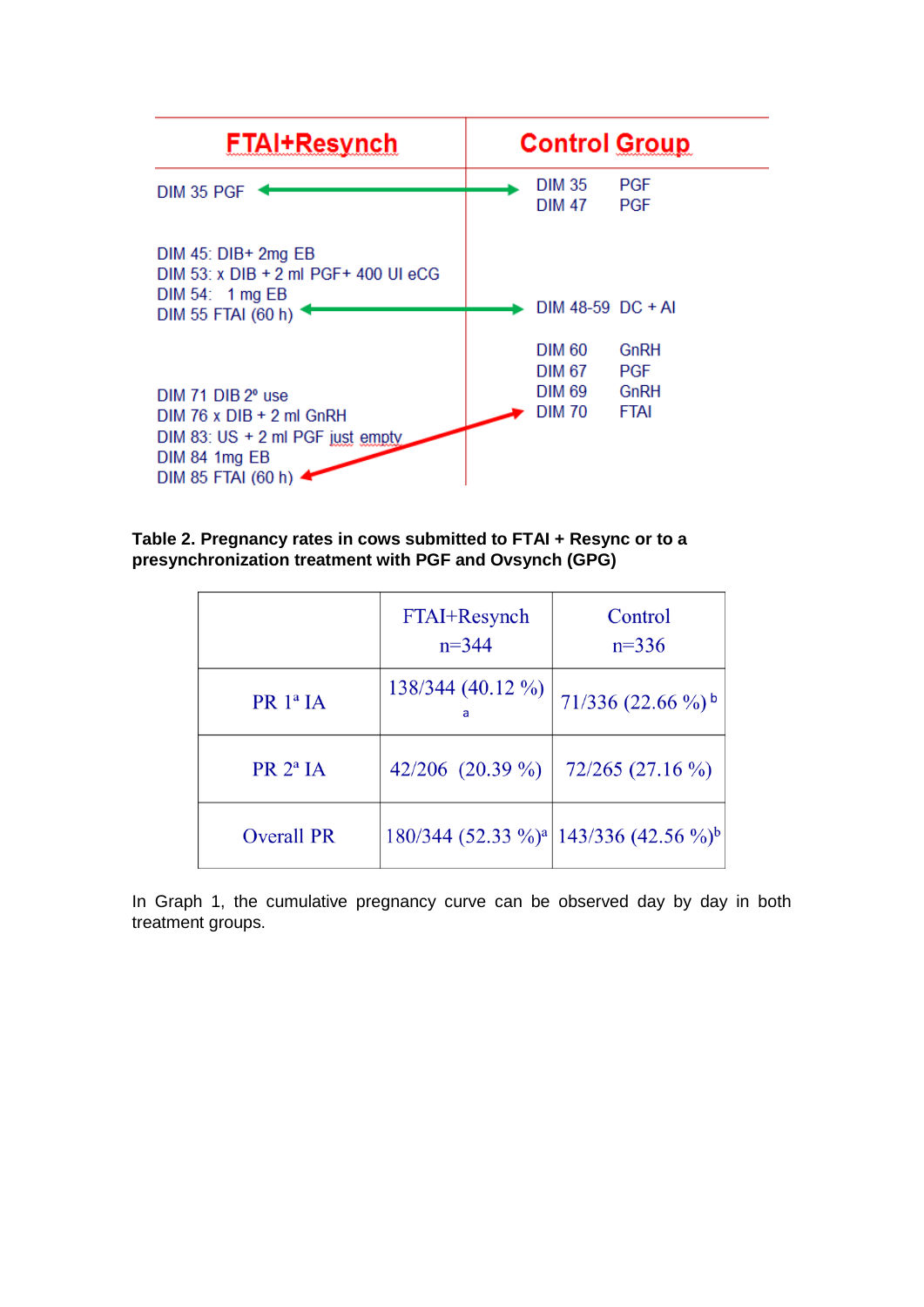| FTAI+Resynch | Control Group |
|---|---|
| DIM 35 PGF | DIM 35 PGF<br>DIM 47 PGF |
| DIM 45: DIB+ 2mg EB<br>DIM 53: x DIB + 2 ml PGF+ 400 UI eCG<br>DIM 54: 1 mg EB<br>DIM 55 FTAI (60 h) | DIM 48-59 DC + AI |
| | DIM 60 GnRH<br>DIM 67 PGF<br>DIM 69 GnRH<br>DIM 70 FTAI |
| DIM 71 DIB 2º use<br>DIM 76 x DIB + 2 ml GnRH<br>DIM 83: US + 2 ml PGF just empty<br>DIM 84 1mg EB<br>DIM 85 FTAI (60 h) | |

**Table 2. Pregnancy rates in cows submitted to FTAI + Resync or to a presynchronization treatment with PGF and Ovsynch (GPG)**

| | FTAI+Resynch n=344 | Control n=336 |
|---|---|---|
| PR 1ª IA | 138/344 (40.12 %) [a] | 71/336 (22.66 %) [b] |
| PR 2ª IA | 42/206 (20.39 %) | 72/265 (27.16 %) |
| Overall PR | 180/344 (52.33 %)[a] | 143/336 (42.56 %)[b] |

In Graph 1, the cumulative pregnancy curve can be observed day by day in both treatment groups.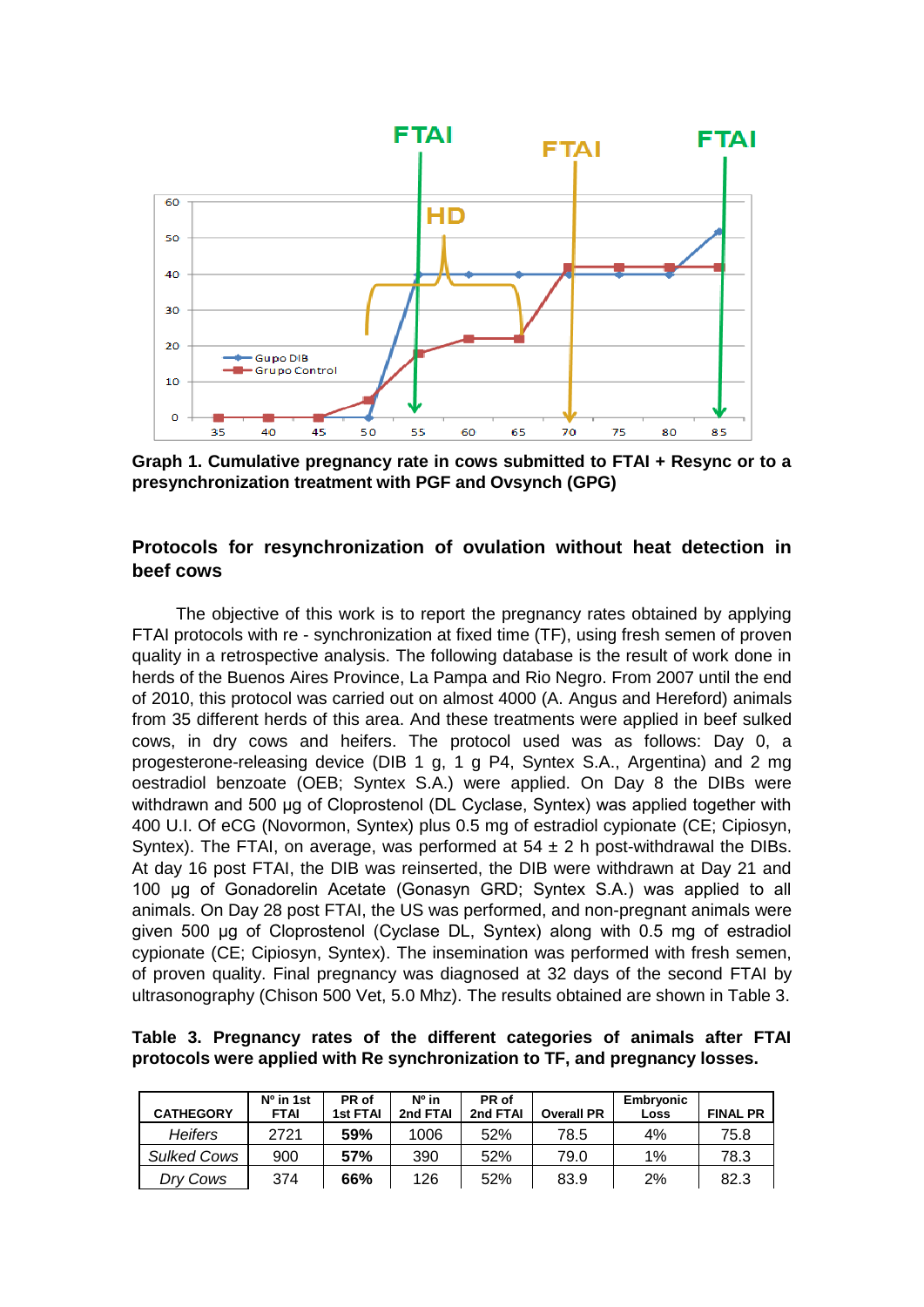**Graph 1. Cumulative pregnancy rate in cows submitted to FTAI + Resync or to a presynchronization treatment with PGF and Ovsynch (GPG)**

## Protocols for resynchronization of ovulation without heat detection in beef cows

The objective of this work is to report the pregnancy rates obtained by applying FTAI protocols with re - synchronization at fixed time (TF), using fresh semen of proven quality in a retrospective analysis. The following database is the result of work done in herds of the Buenos Aires Province, La Pampa and Rio Negro. From 2007 until the end of 2010, this protocol was carried out on almost 4000 (A. Angus and Hereford) animals from 35 different herds of this area. And these treatments were applied in beef sulked cows, in dry cows and heifers. The protocol used was as follows: Day 0, a progesterone-releasing device (DIB 1 g, 1 g P4, Syntex S.A., Argentina) and 2 mg oestradiol benzoate (OEB; Syntex S.A.) were applied. On Day 8 the DIBs were withdrawn and 500 µg of Cloprostenol (DL Cyclase, Syntex) was applied together with 400 U.I. Of eCG (Novormon, Syntex) plus 0.5 mg of estradiol cypionate (CE; Cipiosyn, Syntex). The FTAI, on average, was performed at 54 ± 2 h post-withdrawal the DIBs. At day 16 post FTAI, the DIB was reinserted, the DIB were withdrawn at Day 21 and 100 µg of Gonadorelin Acetate (Gonasyn GRD; Syntex S.A.) was applied to all animals. On Day 28 post FTAI, the US was performed, and non-pregnant animals were given 500 µg of Cloprostenol (Cyclase DL, Syntex) along with 0.5 mg of estradiol cypionate (CE; Cipiosyn, Syntex). The insemination was performed with fresh semen, of proven quality. Final pregnancy was diagnosed at 32 days of the second FTAI by ultrasonography (Chison 500 Vet, 5.0 Mhz). The results obtained are shown in Table 3.

**Table 3. Pregnancy rates of the different categories of animals after FTAI protocols were applied with Re synchronization to TF, and pregnancy losses.**

| CATHEGORY | Nº in 1st FTAI | PR of 1st FTAI | Nº in 2nd FTAI | PR of 2nd FTAI | Overall PR | Embryonic Loss | FINAL PR |
|---|---|---|---|---|---|---|---|
| *Heifers* | 2721 | **59%** | 1006 | 52% | 78.5 | 4% | 75.8 |
| *Sulked Cows* | 900 | **57%** | 390 | 52% | 79.0 | 1% | 78.3 |
| *Dry Cows* | 374 | **66%** | 126 | 52% | 83.9 | 2% | 82.3 |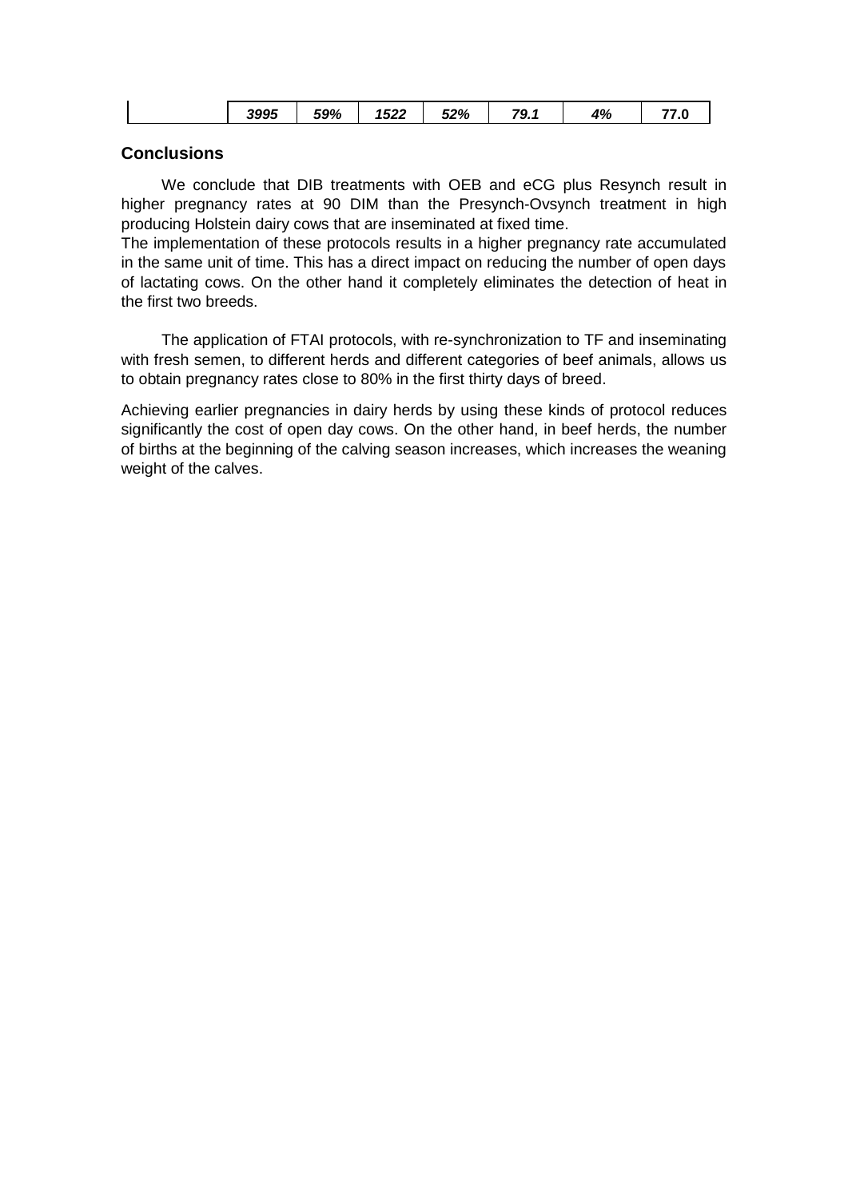| | *3995* | *59%* | *1522* | *52%* | *79.1* | *4%* | **77.0** |
|---|---|---|---|---|---|---|---|

## Conclusions

We conclude that DIB treatments with OEB and eCG plus Resynch result in higher pregnancy rates at 90 DIM than the Presynch-Ovsynch treatment in high producing Holstein dairy cows that are inseminated at fixed time.
The implementation of these protocols results in a higher pregnancy rate accumulated in the same unit of time. This has a direct impact on reducing the number of open days of lactating cows. On the other hand it completely eliminates the detection of heat in the first two breeds.

The application of FTAI protocols, with re-synchronization to TF and inseminating with fresh semen, to different herds and different categories of beef animals, allows us to obtain pregnancy rates close to 80% in the first thirty days of breed.

Achieving earlier pregnancies in dairy herds by using these kinds of protocol reduces significantly the cost of open day cows. On the other hand, in beef herds, the number of births at the beginning of the calving season increases, which increases the weaning weight of the calves.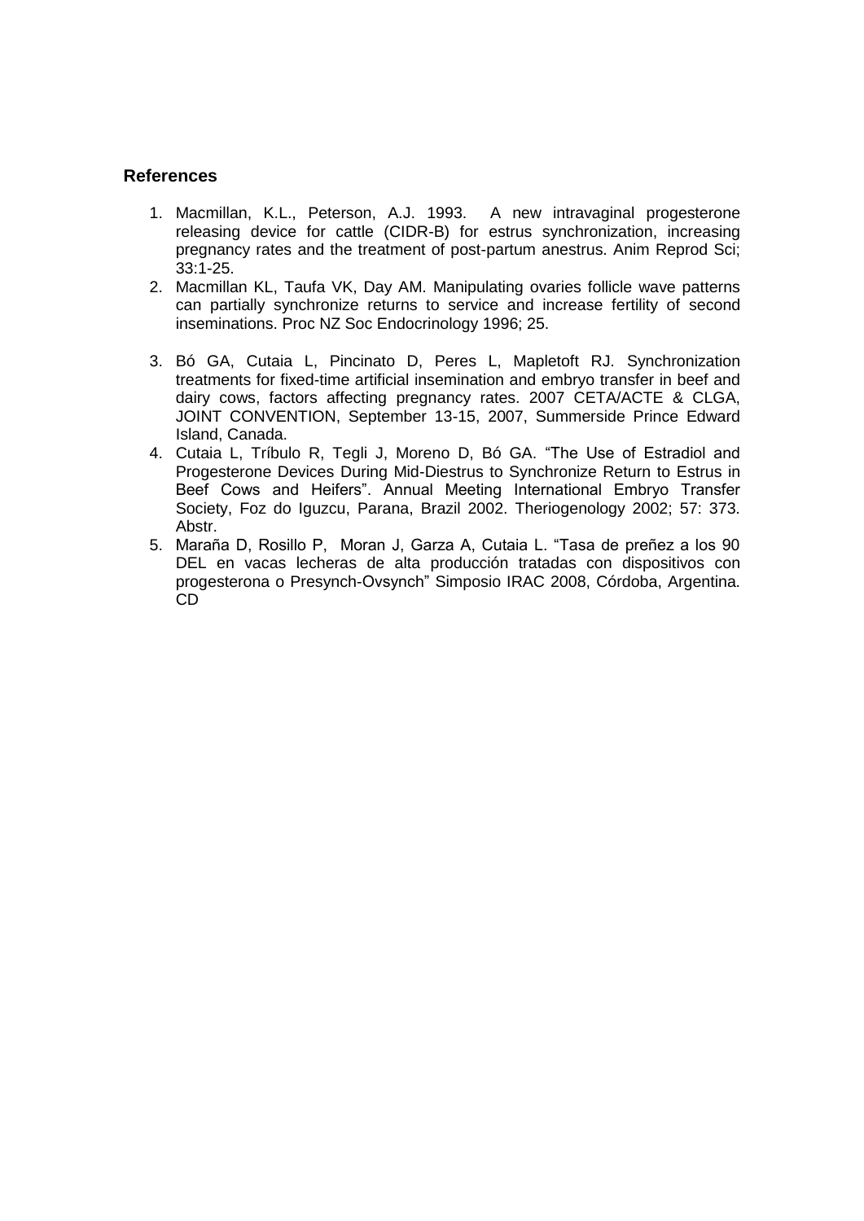## References

1. Macmillan, K.L., Peterson, A.J. 1993. A new intravaginal progesterone releasing device for cattle (CIDR-B) for estrus synchronization, increasing pregnancy rates and the treatment of post-partum anestrus. Anim Reprod Sci; 33:1-25.
2. Macmillan KL, Taufa VK, Day AM. Manipulating ovaries follicle wave patterns can partially synchronize returns to service and increase fertility of second inseminations. Proc NZ Soc Endocrinology 1996; 25.
3. Bó GA, Cutaia L, Pincinato D, Peres L, Mapletoft RJ. Synchronization treatments for fixed-time artificial insemination and embryo transfer in beef and dairy cows, factors affecting pregnancy rates. 2007 CETA/ACTE & CLGA, JOINT CONVENTION, September 13-15, 2007, Summerside Prince Edward Island, Canada.
4. Cutaia L, Tríbulo R, Tegli J, Moreno D, Bó GA. "The Use of Estradiol and Progesterone Devices During Mid-Diestrus to Synchronize Return to Estrus in Beef Cows and Heifers". Annual Meeting International Embryo Transfer Society, Foz do Iguzcu, Parana, Brazil 2002. Theriogenology 2002; 57: 373. Abstr.
5. Maraña D, Rosillo P, Moran J, Garza A, Cutaia L. "Tasa de preñez a los 90 DEL en vacas lecheras de alta producción tratadas con dispositivos con progesterona o Presynch-Ovsynch" Simposio IRAC 2008, Córdoba, Argentina. CD